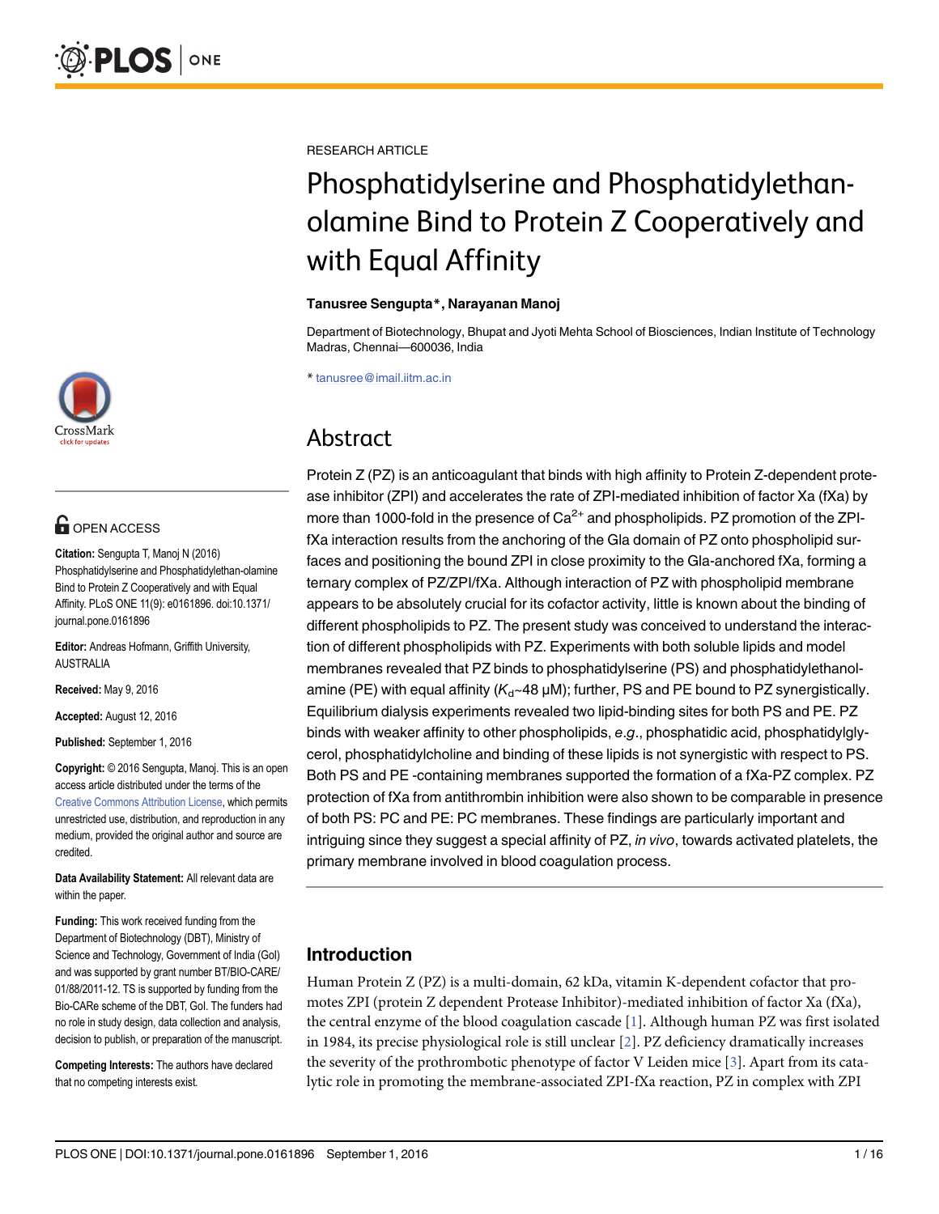RESEARCH ARTICLE

# Phosphatidylserine and Phosphatidylethanolamine Bind to Protein Z Cooperatively and with Equal Affinity

**Tanusree Sengupta*, Narayanan Manoj**

Department of Biotechnology, Bhupat and Jyoti Mehta School of Biosciences, Indian Institute of Technology Madras, Chennai—600036, India

* tanusree@imail.iitm.ac.in

**OPEN ACCESS**

**Citation:** Sengupta T, Manoj N (2016) Phosphatidylserine and Phosphatidylethan-olamine Bind to Protein Z Cooperatively and with Equal Affinity. PLoS ONE 11(9): e0161896. doi:10.1371/journal.pone.0161896

**Editor:** Andreas Hofmann, Griffith University, AUSTRALIA

**Received:** May 9, 2016

**Accepted:** August 12, 2016

**Published:** September 1, 2016

**Copyright:** © 2016 Sengupta, Manoj. This is an open access article distributed under the terms of the Creative Commons Attribution License, which permits unrestricted use, distribution, and reproduction in any medium, provided the original author and source are credited.

**Data Availability Statement:** All relevant data are within the paper.

**Funding:** This work received funding from the Department of Biotechnology (DBT), Ministry of Science and Technology, Government of India (GoI) and was supported by grant number BT/BIO-CARE/01/88/2011-12. TS is supported by funding from the Bio-CARe scheme of the DBT, GoI. The funders had no role in study design, data collection and analysis, decision to publish, or preparation of the manuscript.

**Competing Interests:** The authors have declared that no competing interests exist.

## Abstract

Protein Z (PZ) is an anticoagulant that binds with high affinity to Protein Z-dependent protease inhibitor (ZPI) and accelerates the rate of ZPI-mediated inhibition of factor Xa (fXa) by more than 1000-fold in the presence of $Ca^{2+}$ and phospholipids. PZ promotion of the ZPI-fXa interaction results from the anchoring of the Gla domain of PZ onto phospholipid surfaces and positioning the bound ZPI in close proximity to the Gla-anchored fXa, forming a ternary complex of PZ/ZPI/fXa. Although interaction of PZ with phospholipid membrane appears to be absolutely crucial for its cofactor activity, little is known about the binding of different phospholipids to PZ. The present study was conceived to understand the interaction of different phospholipids with PZ. Experiments with both soluble lipids and model membranes revealed that PZ binds to phosphatidylserine (PS) and phosphatidylethanolamine (PE) with equal affinity ($K_d$~48 μM); further, PS and PE bound to PZ synergistically. Equilibrium dialysis experiments revealed two lipid-binding sites for both PS and PE. PZ binds with weaker affinity to other phospholipids, *e.g*., phosphatidic acid, phosphatidylglycerol, phosphatidylcholine and binding of these lipids is not synergistic with respect to PS. Both PS and PE -containing membranes supported the formation of a fXa-PZ complex. PZ protection of fXa from antithrombin inhibition were also shown to be comparable in presence of both PS: PC and PE: PC membranes. These findings are particularly important and intriguing since they suggest a special affinity of PZ, *in vivo*, towards activated platelets, the primary membrane involved in blood coagulation process.

## Introduction

Human Protein Z (PZ) is a multi-domain, 62 kDa, vitamin K-dependent cofactor that promotes ZPI (protein Z dependent Protease Inhibitor)-mediated inhibition of factor Xa (fXa), the central enzyme of the blood coagulation cascade [1]. Although human PZ was first isolated in 1984, its precise physiological role is still unclear [2]. PZ deficiency dramatically increases the severity of the prothrombotic phenotype of factor V Leiden mice [3]. Apart from its catalytic role in promoting the membrane-associated ZPI-fXa reaction, PZ in complex with ZPI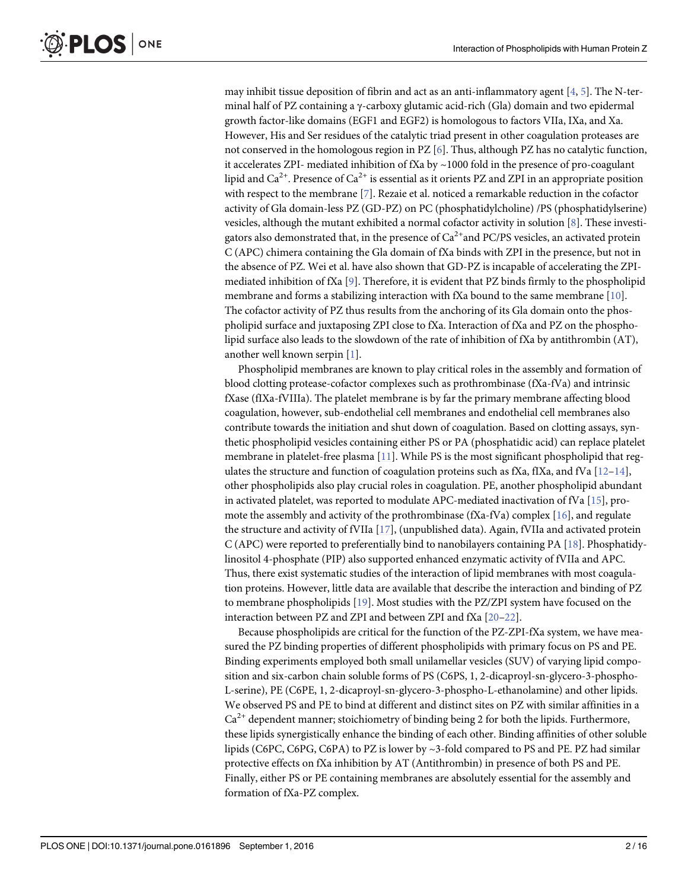may inhibit tissue deposition of fibrin and act as an anti-inflammatory agent [4, 5]. The N-terminal half of PZ containing a γ-carboxy glutamic acid-rich (Gla) domain and two epidermal growth factor-like domains (EGF1 and EGF2) is homologous to factors VIIa, IXa, and Xa. However, His and Ser residues of the catalytic triad present in other coagulation proteases are not conserved in the homologous region in PZ [6]. Thus, although PZ has no catalytic function, it accelerates ZPI- mediated inhibition of fXa by ~1000 fold in the presence of pro-coagulant lipid and $Ca^{2+}$. Presence of $Ca^{2+}$ is essential as it orients PZ and ZPI in an appropriate position with respect to the membrane [7]. Rezaie et al. noticed a remarkable reduction in the cofactor activity of Gla domain-less PZ (GD-PZ) on PC (phosphatidylcholine) /PS (phosphatidylserine) vesicles, although the mutant exhibited a normal cofactor activity in solution [8]. These investigators also demonstrated that, in the presence of $Ca^{2+}$and PC/PS vesicles, an activated protein C (APC) chimera containing the Gla domain of fXa binds with ZPI in the presence, but not in the absence of PZ. Wei et al. have also shown that GD-PZ is incapable of accelerating the ZPI-mediated inhibition of fXa [9]. Therefore, it is evident that PZ binds firmly to the phospholipid membrane and forms a stabilizing interaction with fXa bound to the same membrane [10]. The cofactor activity of PZ thus results from the anchoring of its Gla domain onto the phospholipid surface and juxtaposing ZPI close to fXa. Interaction of fXa and PZ on the phospholipid surface also leads to the slowdown of the rate of inhibition of fXa by antithrombin (AT), another well known serpin [1].

Phospholipid membranes are known to play critical roles in the assembly and formation of blood clotting protease-cofactor complexes such as prothrombinase (fXa-fVa) and intrinsic fXase (fIXa-fVIIIa). The platelet membrane is by far the primary membrane affecting blood coagulation, however, sub-endothelial cell membranes and endothelial cell membranes also contribute towards the initiation and shut down of coagulation. Based on clotting assays, synthetic phospholipid vesicles containing either PS or PA (phosphatidic acid) can replace platelet membrane in platelet-free plasma [11]. While PS is the most significant phospholipid that regulates the structure and function of coagulation proteins such as fXa, fIXa, and fVa [12–14], other phospholipids also play crucial roles in coagulation. PE, another phospholipid abundant in activated platelet, was reported to modulate APC-mediated inactivation of fVa [15], promote the assembly and activity of the prothrombinase (fXa-fVa) complex [16], and regulate the structure and activity of fVIIa [17], (unpublished data). Again, fVIIa and activated protein C (APC) were reported to preferentially bind to nanobilayers containing PA [18]. Phosphatidylinositol 4-phosphate (PIP) also supported enhanced enzymatic activity of fVIIa and APC. Thus, there exist systematic studies of the interaction of lipid membranes with most coagulation proteins. However, little data are available that describe the interaction and binding of PZ to membrane phospholipids [19]. Most studies with the PZ/ZPI system have focused on the interaction between PZ and ZPI and between ZPI and fXa [20–22].

Because phospholipids are critical for the function of the PZ-ZPI-fXa system, we have measured the PZ binding properties of different phospholipids with primary focus on PS and PE. Binding experiments employed both small unilamellar vesicles (SUV) of varying lipid composition and six-carbon chain soluble forms of PS (C6PS, 1, 2-dicaproyl-sn-glycero-3-phospho-L-serine), PE (C6PE, 1, 2-dicaproyl-sn-glycero-3-phospho-L-ethanolamine) and other lipids. We observed PS and PE to bind at different and distinct sites on PZ with similar affinities in a $Ca^{2+}$ dependent manner; stoichiometry of binding being 2 for both the lipids. Furthermore, these lipids synergistically enhance the binding of each other. Binding affinities of other soluble lipids (C6PC, C6PG, C6PA) to PZ is lower by ~3-fold compared to PS and PE. PZ had similar protective effects on fXa inhibition by AT (Antithrombin) in presence of both PS and PE. Finally, either PS or PE containing membranes are absolutely essential for the assembly and formation of fXa-PZ complex.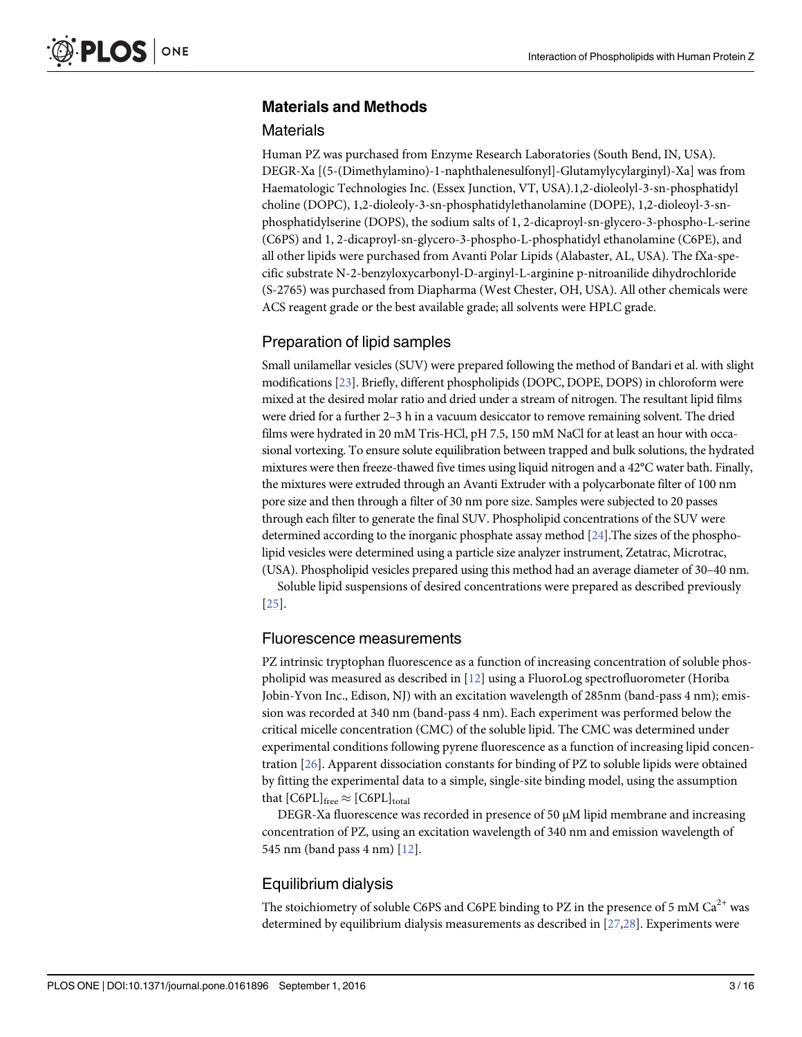## Materials and Methods

### Materials

Human PZ was purchased from Enzyme Research Laboratories (South Bend, IN, USA). DEGR-Xa [(5-(Dimethylamino)-1-naphthalenesulfonyl]-Glutamylycylarginyl)-Xa] was from Haematologic Technologies Inc. (Essex Junction, VT, USA).1,2-dioleolyl-3-sn-phosphatidyl choline (DOPC), 1,2-dioleoly-3-sn-phosphatidylethanolamine (DOPE), 1,2-dioleoyl-3-sn-phosphatidylserine (DOPS), the sodium salts of 1, 2-dicaproyl-sn-glycero-3-phospho-L-serine (C6PS) and 1, 2-dicaproyl-sn-glycero-3-phospho-L-phosphatidyl ethanolamine (C6PE), and all other lipids were purchased from Avanti Polar Lipids (Alabaster, AL, USA). The fXa-specific substrate N-2-benzyloxycarbonyl-D-arginyl-L-arginine p-nitroanilide dihydrochloride (S-2765) was purchased from Diapharma (West Chester, OH, USA). All other chemicals were ACS reagent grade or the best available grade; all solvents were HPLC grade.

### Preparation of lipid samples

Small unilamellar vesicles (SUV) were prepared following the method of Bandari et al. with slight modifications [23]. Briefly, different phospholipids (DOPC, DOPE, DOPS) in chloroform were mixed at the desired molar ratio and dried under a stream of nitrogen. The resultant lipid films were dried for a further 2–3 h in a vacuum desiccator to remove remaining solvent. The dried films were hydrated in 20 mM Tris-HCl, pH 7.5, 150 mM NaCl for at least an hour with occasional vortexing. To ensure solute equilibration between trapped and bulk solutions, the hydrated mixtures were then freeze-thawed five times using liquid nitrogen and a 42°C water bath. Finally, the mixtures were extruded through an Avanti Extruder with a polycarbonate filter of 100 nm pore size and then through a filter of 30 nm pore size. Samples were subjected to 20 passes through each filter to generate the final SUV. Phospholipid concentrations of the SUV were determined according to the inorganic phosphate assay method [24].The sizes of the phospholipid vesicles were determined using a particle size analyzer instrument, Zetatrac, Microtrac, (USA). Phospholipid vesicles prepared using this method had an average diameter of 30–40 nm.

Soluble lipid suspensions of desired concentrations were prepared as described previously [25].

### Fluorescence measurements

PZ intrinsic tryptophan fluorescence as a function of increasing concentration of soluble phospholipid was measured as described in [12] using a FluoroLog spectrofluorometer (Horiba Jobin-Yvon Inc., Edison, NJ) with an excitation wavelength of 285nm (band-pass 4 nm); emission was recorded at 340 nm (band-pass 4 nm). Each experiment was performed below the critical micelle concentration (CMC) of the soluble lipid. The CMC was determined under experimental conditions following pyrene fluorescence as a function of increasing lipid concentration [26]. Apparent dissociation constants for binding of PZ to soluble lipids were obtained by fitting the experimental data to a simple, single-site binding model, using the assumption that $[C6PL]_{free} \approx [C6PL]_{total}$

DEGR-Xa fluorescence was recorded in presence of 50 μM lipid membrane and increasing concentration of PZ, using an excitation wavelength of 340 nm and emission wavelength of 545 nm (band pass 4 nm) [12].

### Equilibrium dialysis

The stoichiometry of soluble C6PS and C6PE binding to PZ in the presence of 5 mM $Ca^{2+}$ was determined by equilibrium dialysis measurements as described in [27,28]. Experiments were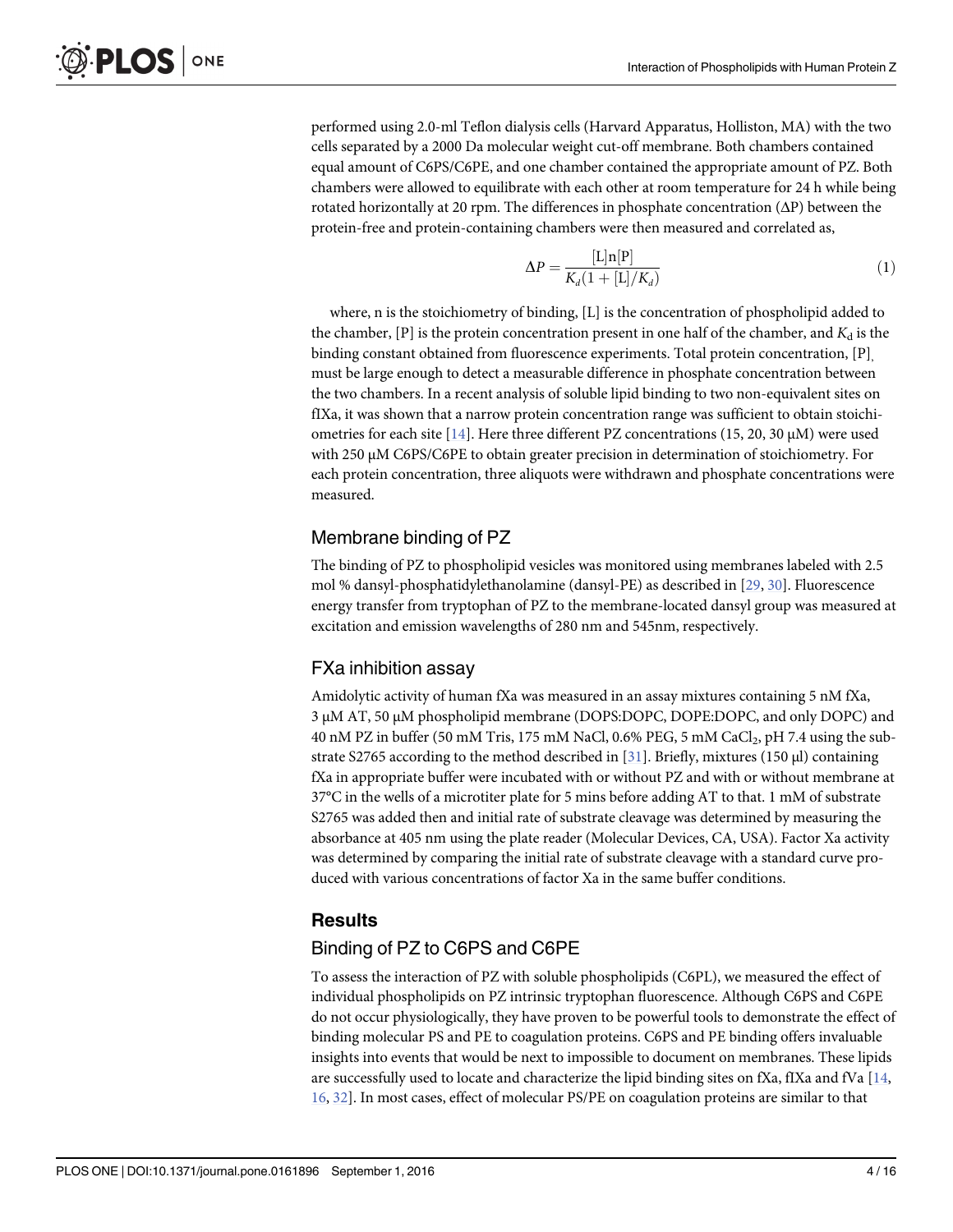performed using 2.0-ml Teflon dialysis cells (Harvard Apparatus, Holliston, MA) with the two cells separated by a 2000 Da molecular weight cut-off membrane. Both chambers contained equal amount of C6PS/C6PE, and one chamber contained the appropriate amount of PZ. Both chambers were allowed to equilibrate with each other at room temperature for 24 h while being rotated horizontally at 20 rpm. The differences in phosphate concentration (ΔP) between the protein-free and protein-containing chambers were then measured and correlated as,

$$\Delta P = \frac{[\mathrm{L}]\mathrm{n}[\mathrm{P}]}{K_d(1 + [\mathrm{L}]/K_d)} \tag{1}$$

where, n is the stoichiometry of binding, [L] is the concentration of phospholipid added to the chamber, [P] is the protein concentration present in one half of the chamber, and $K_d$ is the binding constant obtained from fluorescence experiments. Total protein concentration, [P], must be large enough to detect a measurable difference in phosphate concentration between the two chambers. In a recent analysis of soluble lipid binding to two non-equivalent sites on fIXa, it was shown that a narrow protein concentration range was sufficient to obtain stoichiometries for each site [14]. Here three different PZ concentrations (15, 20, 30 μM) were used with 250 μM C6PS/C6PE to obtain greater precision in determination of stoichiometry. For each protein concentration, three aliquots were withdrawn and phosphate concentrations were measured.

## Membrane binding of PZ

The binding of PZ to phospholipid vesicles was monitored using membranes labeled with 2.5 mol % dansyl-phosphatidylethanolamine (dansyl-PE) as described in [29, 30]. Fluorescence energy transfer from tryptophan of PZ to the membrane-located dansyl group was measured at excitation and emission wavelengths of 280 nm and 545nm, respectively.

## FXa inhibition assay

Amidolytic activity of human fXa was measured in an assay mixtures containing 5 nM fXa, 3 μM AT, 50 μM phospholipid membrane (DOPS:DOPC, DOPE:DOPC, and only DOPC) and 40 nM PZ in buffer (50 mM Tris, 175 mM NaCl, 0.6% PEG, 5 mM $CaCl_2$, pH 7.4 using the substrate S2765 according to the method described in [31]. Briefly, mixtures (150 μl) containing fXa in appropriate buffer were incubated with or without PZ and with or without membrane at 37°C in the wells of a microtiter plate for 5 mins before adding AT to that. 1 mM of substrate S2765 was added then and initial rate of substrate cleavage was determined by measuring the absorbance at 405 nm using the plate reader (Molecular Devices, CA, USA). Factor Xa activity was determined by comparing the initial rate of substrate cleavage with a standard curve produced with various concentrations of factor Xa in the same buffer conditions.

# Results

## Binding of PZ to C6PS and C6PE

To assess the interaction of PZ with soluble phospholipids (C6PL), we measured the effect of individual phospholipids on PZ intrinsic tryptophan fluorescence. Although C6PS and C6PE do not occur physiologically, they have proven to be powerful tools to demonstrate the effect of binding molecular PS and PE to coagulation proteins. C6PS and PE binding offers invaluable insights into events that would be next to impossible to document on membranes. These lipids are successfully used to locate and characterize the lipid binding sites on fXa, fIXa and fVa [14, 16, 32]. In most cases, effect of molecular PS/PE on coagulation proteins are similar to that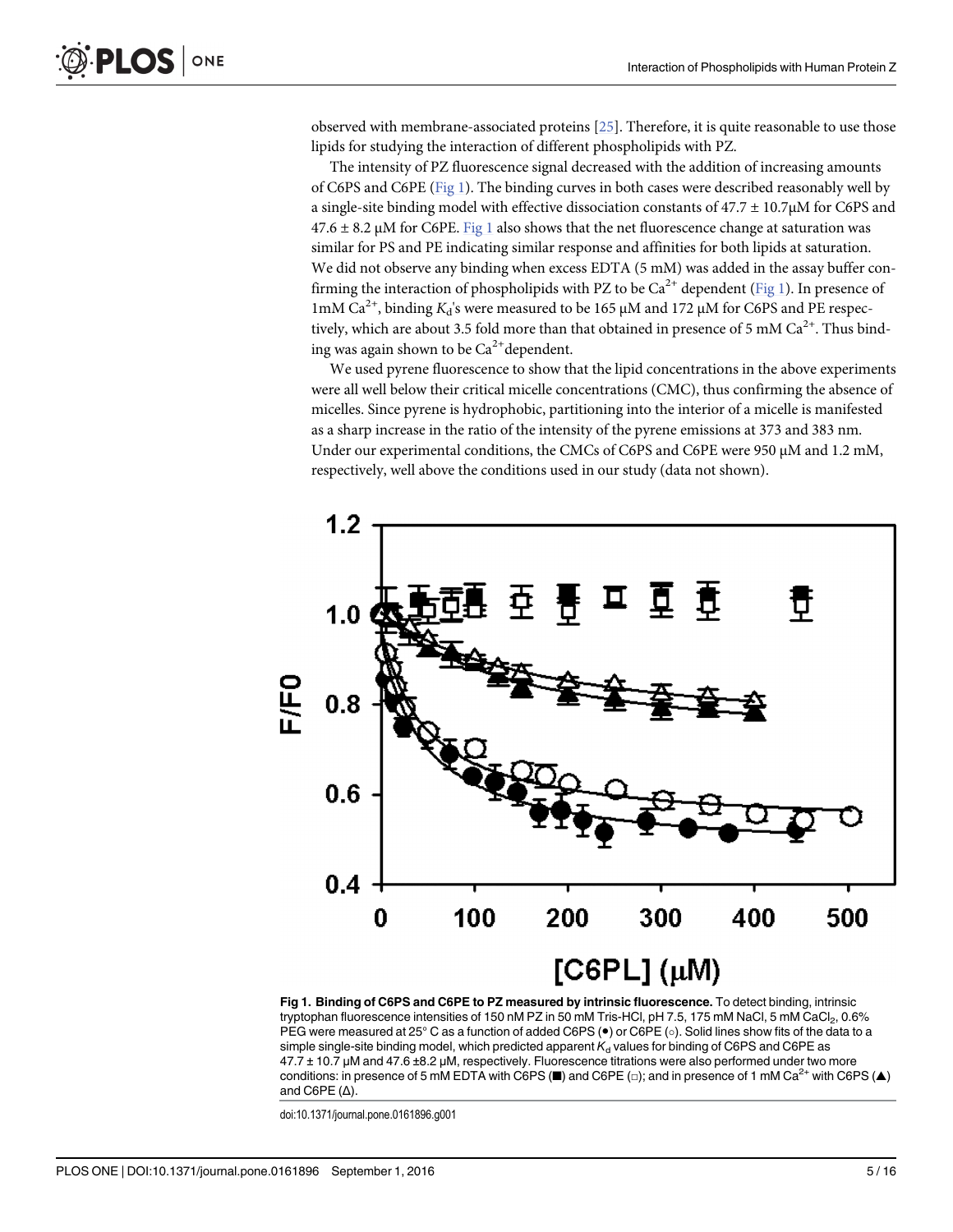observed with membrane-associated proteins [25]. Therefore, it is quite reasonable to use those lipids for studying the interaction of different phospholipids with PZ.

The intensity of PZ fluorescence signal decreased with the addition of increasing amounts of C6PS and C6PE (Fig 1). The binding curves in both cases were described reasonably well by a single-site binding model with effective dissociation constants of 47.7 ± 10.7μM for C6PS and 47.6 ± 8.2 μM for C6PE. Fig 1 also shows that the net fluorescence change at saturation was similar for PS and PE indicating similar response and affinities for both lipids at saturation. We did not observe any binding when excess EDTA (5 mM) was added in the assay buffer confirming the interaction of phospholipids with PZ to be $Ca^{2+}$ dependent (Fig 1). In presence of 1mM $Ca^{2+}$, binding $K_d$'s were measured to be 165 μM and 172 μM for C6PS and PE respectively, which are about 3.5 fold more than that obtained in presence of 5 mM $Ca^{2+}$. Thus binding was again shown to be $Ca^{2+}$dependent.

We used pyrene fluorescence to show that the lipid concentrations in the above experiments were all well below their critical micelle concentrations (CMC), thus confirming the absence of micelles. Since pyrene is hydrophobic, partitioning into the interior of a micelle is manifested as a sharp increase in the ratio of the intensity of the pyrene emissions at 373 and 383 nm. Under our experimental conditions, the CMCs of C6PS and C6PE were 950 μM and 1.2 mM, respectively, well above the conditions used in our study (data not shown).

**Fig 1. Binding of C6PS and C6PE to PZ measured by intrinsic fluorescence.** To detect binding, intrinsic tryptophan fluorescence intensities of 150 nM PZ in 50 mM Tris-HCl, pH 7.5, 175 mM NaCl, 5 mM $CaCl_2$, 0.6% PEG were measured at 25° C as a function of added C6PS (●) or C6PE (○). Solid lines show fits of the data to a simple single-site binding model, which predicted apparent $K_d$ values for binding of C6PS and C6PE as 47.7 ± 10.7 μM and 47.6 ±8.2 μM, respectively. Fluorescence titrations were also performed under two more conditions: in presence of 5 mM EDTA with C6PS (■) and C6PE (□); and in presence of 1 mM $Ca^{2+}$ with C6PS (▲) and C6PE (Δ).

doi:10.1371/journal.pone.0161896.g001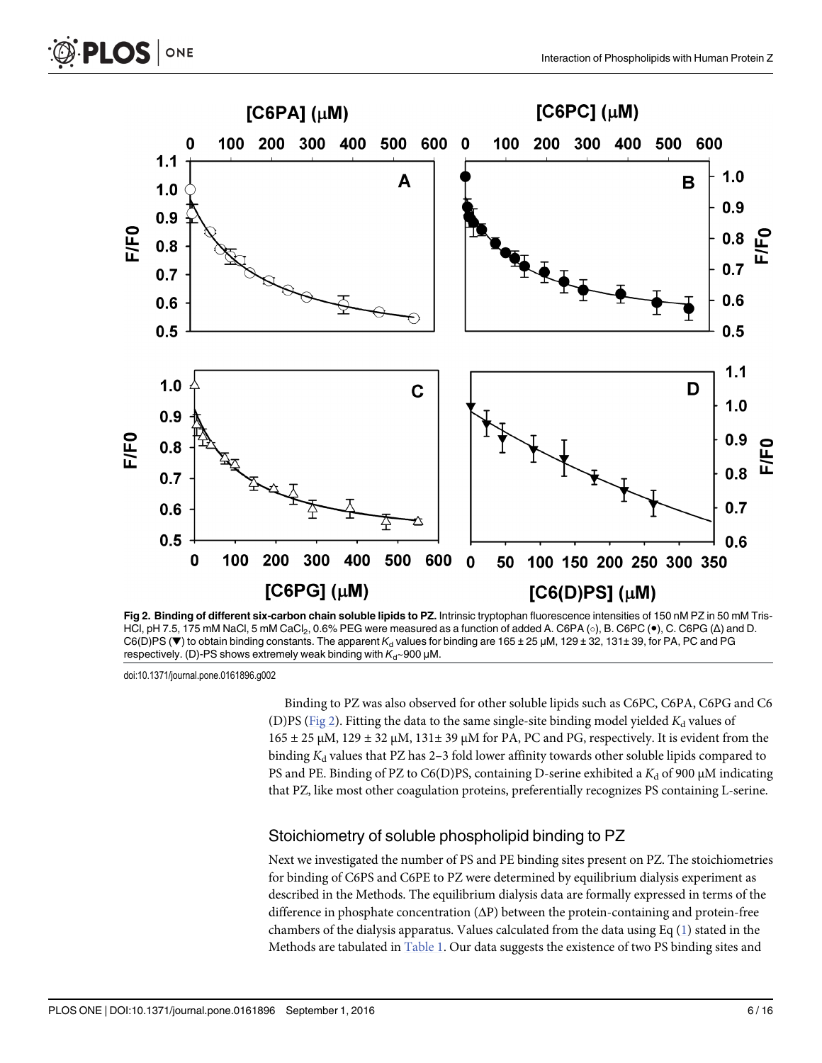Fig 2. Binding of different six-carbon chain soluble lipids to PZ. Intrinsic tryptophan fluorescence intensities of 150 nM PZ in 50 mM Tris-HCl, pH 7.5, 175 mM NaCl, 5 mM $CaCl_2$, 0.6% PEG were measured as a function of added A. C6PA (○), B. C6PC (●), C. C6PG (Δ) and D. C6(D)PS (▼) to obtain binding constants. The apparent $K_d$ values for binding are 165 ± 25 μM, 129 ± 32, 131± 39, for PA, PC and PG respectively. (D)-PS shows extremely weak binding with $K_d$~900 μM.

doi:10.1371/journal.pone.0161896.g002

Binding to PZ was also observed for other soluble lipids such as C6PC, C6PA, C6PG and C6(D)PS (Fig 2). Fitting the data to the same single-site binding model yielded $K_d$ values of 165 ± 25 μM, 129 ± 32 μM, 131± 39 μM for PA, PC and PG, respectively. It is evident from the binding $K_d$ values that PZ has 2–3 fold lower affinity towards other soluble lipids compared to PS and PE. Binding of PZ to C6(D)PS, containing D-serine exhibited a $K_d$ of 900 μM indicating that PZ, like most other coagulation proteins, preferentially recognizes PS containing L-serine.

## Stoichiometry of soluble phospholipid binding to PZ

Next we investigated the number of PS and PE binding sites present on PZ. The stoichiometries for binding of C6PS and C6PE to PZ were determined by equilibrium dialysis experiment as described in the Methods. The equilibrium dialysis data are formally expressed in terms of the difference in phosphate concentration (ΔP) between the protein-containing and protein-free chambers of the dialysis apparatus. Values calculated from the data using Eq (1) stated in the Methods are tabulated in Table 1. Our data suggests the existence of two PS binding sites and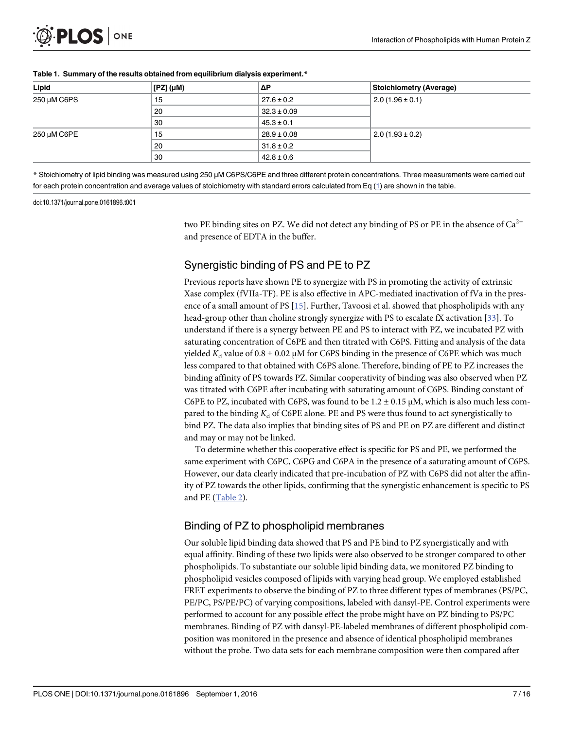**Table 1. Summary of the results obtained from equilibrium dialysis experiment.***

| Lipid | [PZ] (μM) | ΔP | Stoichiometry (Average) |
|---|---|---|---|
| 250 μM C6PS | 15 | 27.6 ± 0.2 | 2.0 (1.96 ± 0.1) |
| | 20 | 32.3 ± 0.09 | |
| | 30 | 45.3 ± 0.1 | |
| 250 μM C6PE | 15 | 28.9 ± 0.08 | 2.0 (1.93 ± 0.2) |
| | 20 | 31.8 ± 0.2 | |
| | 30 | 42.8 ± 0.6 | |

* Stoichiometry of lipid binding was measured using 250 μM C6PS/C6PE and three different protein concentrations. Three measurements were carried out for each protein concentration and average values of stoichiometry with standard errors calculated from Eq (1) are shown in the table.

doi:10.1371/journal.pone.0161896.t001

two PE binding sites on PZ. We did not detect any binding of PS or PE in the absence of $Ca^{2+}$ and presence of EDTA in the buffer.

## Synergistic binding of PS and PE to PZ

Previous reports have shown PE to synergize with PS in promoting the activity of extrinsic Xase complex (fVIIa-TF). PE is also effective in APC-mediated inactivation of fVa in the presence of a small amount of PS [15]. Further, Tavoosi et al. showed that phospholipids with any head-group other than choline strongly synergize with PS to escalate fX activation [33]. To understand if there is a synergy between PE and PS to interact with PZ, we incubated PZ with saturating concentration of C6PE and then titrated with C6PS. Fitting and analysis of the data yielded $K_d$ value of 0.8 ± 0.02 μM for C6PS binding in the presence of C6PE which was much less compared to that obtained with C6PS alone. Therefore, binding of PE to PZ increases the binding affinity of PS towards PZ. Similar cooperativity of binding was also observed when PZ was titrated with C6PE after incubating with saturating amount of C6PS. Binding constant of C6PE to PZ, incubated with C6PS, was found to be 1.2 ± 0.15 μM, which is also much less compared to the binding $K_d$ of C6PE alone. PE and PS were thus found to act synergistically to bind PZ. The data also implies that binding sites of PS and PE on PZ are different and distinct and may or may not be linked.

To determine whether this cooperative effect is specific for PS and PE, we performed the same experiment with C6PC, C6PG and C6PA in the presence of a saturating amount of C6PS. However, our data clearly indicated that pre-incubation of PZ with C6PS did not alter the affinity of PZ towards the other lipids, confirming that the synergistic enhancement is specific to PS and PE (Table 2).

## Binding of PZ to phospholipid membranes

Our soluble lipid binding data showed that PS and PE bind to PZ synergistically and with equal affinity. Binding of these two lipids were also observed to be stronger compared to other phospholipids. To substantiate our soluble lipid binding data, we monitored PZ binding to phospholipid vesicles composed of lipids with varying head group. We employed established FRET experiments to observe the binding of PZ to three different types of membranes (PS/PC, PE/PC, PS/PE/PC) of varying compositions, labeled with dansyl-PE. Control experiments were performed to account for any possible effect the probe might have on PZ binding to PS/PC membranes. Binding of PZ with dansyl-PE-labeled membranes of different phospholipid composition was monitored in the presence and absence of identical phospholipid membranes without the probe. Two data sets for each membrane composition were then compared after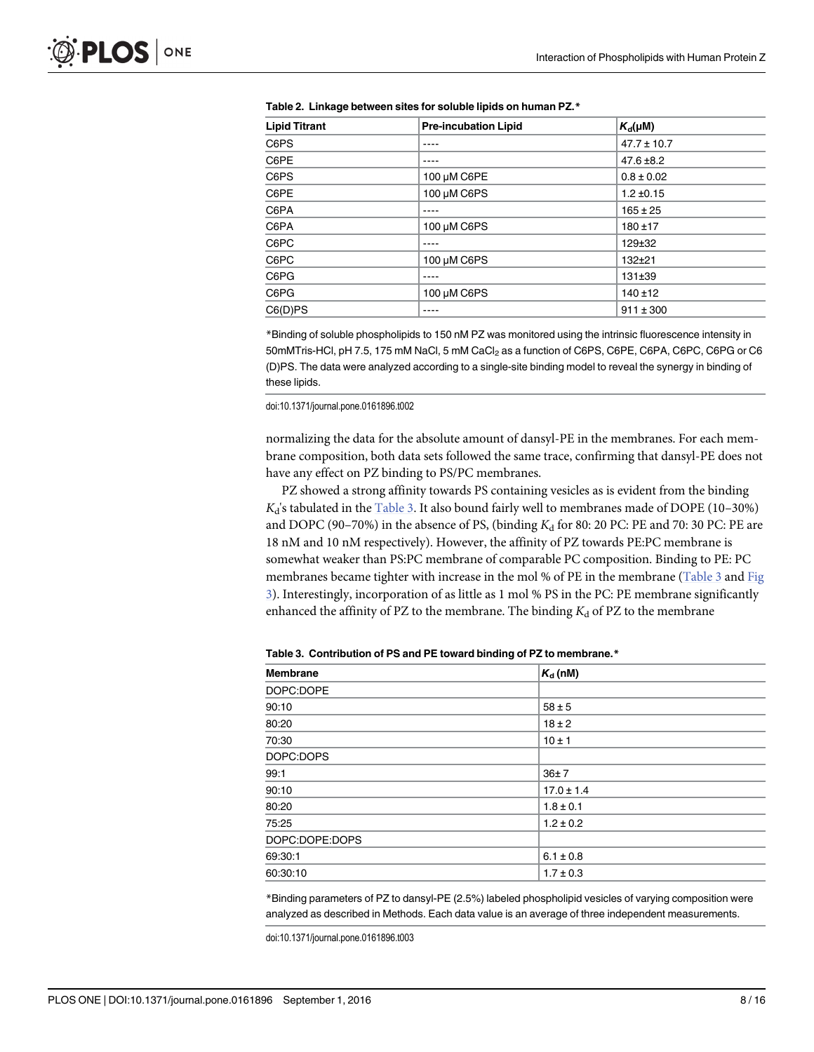**Table 2. Linkage between sites for soluble lipids on human PZ.***

| Lipid Titrant | Pre-incubation Lipid | $K_d$(μM) |
|---|---|---|
| C6PS | ---- | 47.7 ± 10.7 |
| C6PE | ---- | 47.6 ±8.2 |
| C6PS | 100 μM C6PE | 0.8 ± 0.02 |
| C6PE | 100 μM C6PS | 1.2 ±0.15 |
| C6PA | ---- | 165 ± 25 |
| C6PA | 100 μM C6PS | 180 ±17 |
| C6PC | ---- | 129±32 |
| C6PC | 100 μM C6PS | 132±21 |
| C6PG | ---- | 131±39 |
| C6PG | 100 μM C6PS | 140 ±12 |
| C6(D)PS | ---- | 911 ± 300 |

*Binding of soluble phospholipids to 150 nM PZ was monitored using the intrinsic fluorescence intensity in 50mMTris-HCl, pH 7.5, 175 mM NaCl, 5 mM $CaCl_2$ as a function of C6PS, C6PE, C6PA, C6PC, C6PG or C6(D)PS. The data were analyzed according to a single-site binding model to reveal the synergy in binding of these lipids.

doi:10.1371/journal.pone.0161896.t002

normalizing the data for the absolute amount of dansyl-PE in the membranes. For each membrane composition, both data sets followed the same trace, confirming that dansyl-PE does not have any effect on PZ binding to PS/PC membranes.

PZ showed a strong affinity towards PS containing vesicles as is evident from the binding $K_d$'s tabulated in the Table 3. It also bound fairly well to membranes made of DOPE (10–30%) and DOPC (90–70%) in the absence of PS, (binding $K_d$ for 80: 20 PC: PE and 70: 30 PC: PE are 18 nM and 10 nM respectively). However, the affinity of PZ towards PE:PC membrane is somewhat weaker than PS:PC membrane of comparable PC composition. Binding to PE: PC membranes became tighter with increase in the mol % of PE in the membrane (Table 3 and Fig 3). Interestingly, incorporation of as little as 1 mol % PS in the PC: PE membrane significantly enhanced the affinity of PZ to the membrane. The binding $K_d$ of PZ to the membrane

**Table 3. Contribution of PS and PE toward binding of PZ to membrane.***

| Membrane | $K_d$ (nM) |
|---|---|
| DOPC:DOPE | |
| 90:10 | 58 ± 5 |
| 80:20 | 18 ± 2 |
| 70:30 | 10 ± 1 |
| DOPC:DOPS | |
| 99:1 | 36± 7 |
| 90:10 | 17.0 ± 1.4 |
| 80:20 | 1.8 ± 0.1 |
| 75:25 | 1.2 ± 0.2 |
| DOPC:DOPE:DOPS | |
| 69:30:1 | 6.1 ± 0.8 |
| 60:30:10 | 1.7 ± 0.3 |

*Binding parameters of PZ to dansyl-PE (2.5%) labeled phospholipid vesicles of varying composition were analyzed as described in Methods. Each data value is an average of three independent measurements.

doi:10.1371/journal.pone.0161896.t003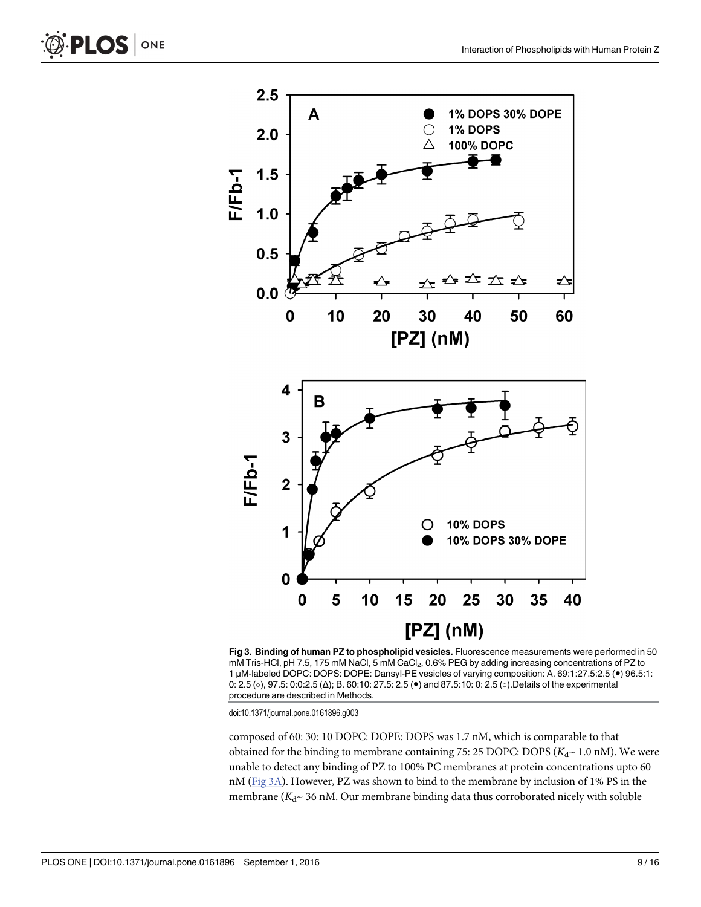**Fig 3. Binding of human PZ to phospholipid vesicles.** Fluorescence measurements were performed in 50 mM Tris-HCl, pH 7.5, 175 mM NaCl, 5 mM $CaCl_2$, 0.6% PEG by adding increasing concentrations of PZ to 1 μM-labeled DOPC: DOPS: DOPE: Dansyl-PE vesicles of varying composition: A. 69:1:27.5:2.5 (●) 96.5:1: 0: 2.5 (○), 97.5: 0:0:2.5 (Δ); B. 60:10: 27.5: 2.5 (●) and 87.5:10: 0: 2.5 (○).Details of the experimental procedure are described in Methods.

doi:10.1371/journal.pone.0161896.g003

composed of 60: 30: 10 DOPC: DOPE: DOPS was 1.7 nM, which is comparable to that obtained for the binding to membrane containing 75: 25 DOPC: DOPS ($K_d$~ 1.0 nM). We were unable to detect any binding of PZ to 100% PC membranes at protein concentrations upto 60 nM (Fig 3A). However, PZ was shown to bind to the membrane by inclusion of 1% PS in the membrane ($K_d$~ 36 nM. Our membrane binding data thus corroborated nicely with soluble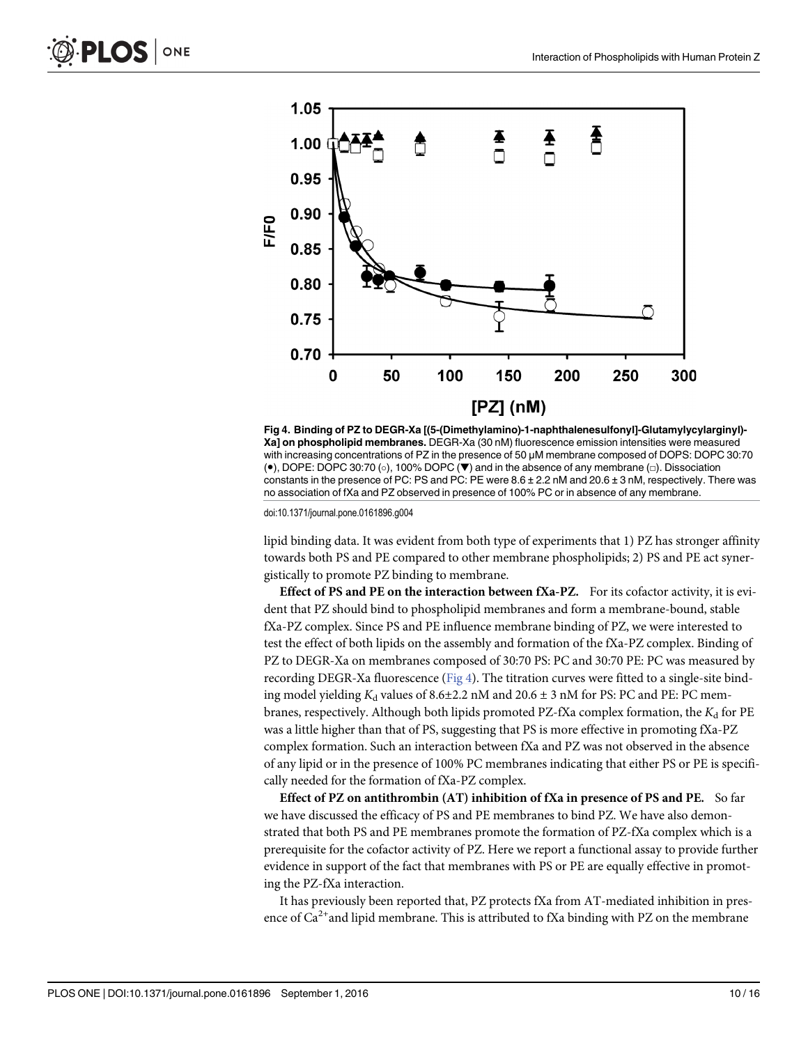Fig 4. Binding of PZ to DEGR-Xa [(5-(Dimethylamino)-1-naphthalenesulfonyl]-Glutamylycylarginyl)-Xa] on phospholipid membranes. DEGR-Xa (30 nM) fluorescence emission intensities were measured with increasing concentrations of PZ in the presence of 50 μM membrane composed of DOPS: DOPC 30:70 (●), DOPE: DOPC 30:70 (○), 100% DOPC (▼) and in the absence of any membrane (□). Dissociation constants in the presence of PC: PS and PC: PE were 8.6 ± 2.2 nM and 20.6 ± 3 nM, respectively. There was no association of fXa and PZ observed in presence of 100% PC or in absence of any membrane.

doi:10.1371/journal.pone.0161896.g004

lipid binding data. It was evident from both type of experiments that 1) PZ has stronger affinity towards both PS and PE compared to other membrane phospholipids; 2) PS and PE act synergistically to promote PZ binding to membrane.

**Effect of PS and PE on the interaction between fXa-PZ.** For its cofactor activity, it is evident that PZ should bind to phospholipid membranes and form a membrane-bound, stable fXa-PZ complex. Since PS and PE influence membrane binding of PZ, we were interested to test the effect of both lipids on the assembly and formation of the fXa-PZ complex. Binding of PZ to DEGR-Xa on membranes composed of 30:70 PS: PC and 30:70 PE: PC was measured by recording DEGR-Xa fluorescence (Fig 4). The titration curves were fitted to a single-site binding model yielding $K_d$ values of 8.6±2.2 nM and 20.6 ± 3 nM for PS: PC and PE: PC membranes, respectively. Although both lipids promoted PZ-fXa complex formation, the $K_d$ for PE was a little higher than that of PS, suggesting that PS is more effective in promoting fXa-PZ complex formation. Such an interaction between fXa and PZ was not observed in the absence of any lipid or in the presence of 100% PC membranes indicating that either PS or PE is specifically needed for the formation of fXa-PZ complex.

**Effect of PZ on antithrombin (AT) inhibition of fXa in presence of PS and PE.** So far we have discussed the efficacy of PS and PE membranes to bind PZ. We have also demonstrated that both PS and PE membranes promote the formation of PZ-fXa complex which is a prerequisite for the cofactor activity of PZ. Here we report a functional assay to provide further evidence in support of the fact that membranes with PS or PE are equally effective in promoting the PZ-fXa interaction.

It has previously been reported that, PZ protects fXa from AT-mediated inhibition in presence of $Ca^{2+}$and lipid membrane. This is attributed to fXa binding with PZ on the membrane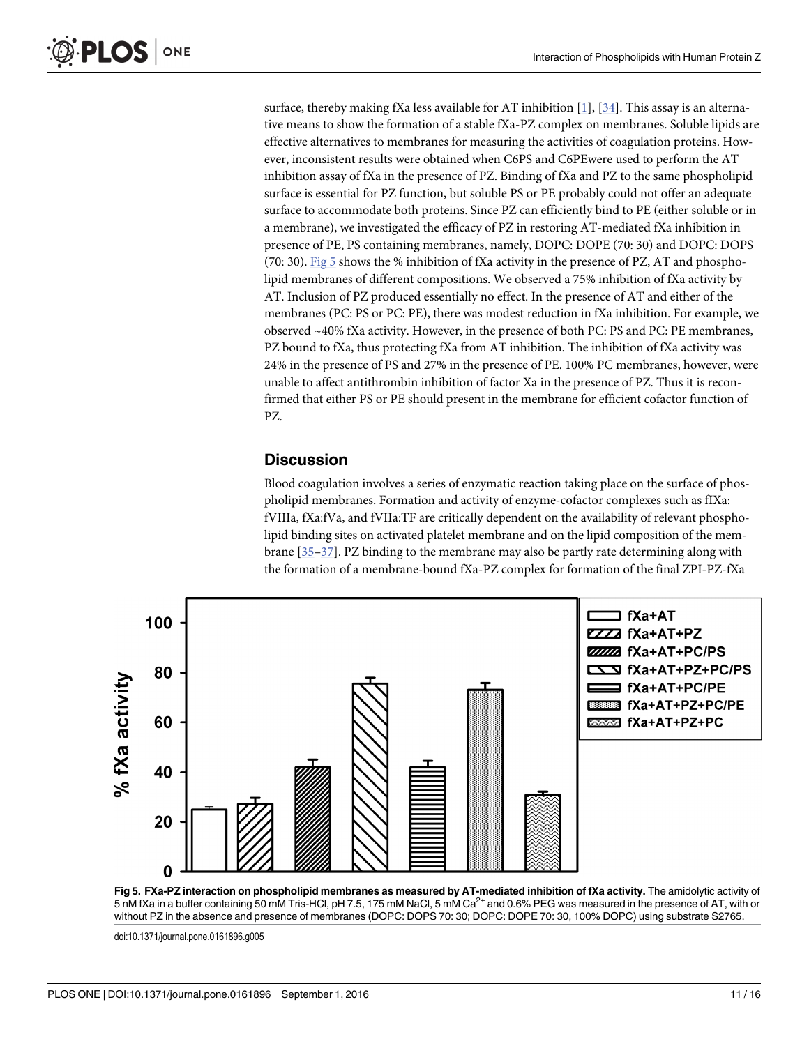surface, thereby making fXa less available for AT inhibition [1], [34]. This assay is an alternative means to show the formation of a stable fXa-PZ complex on membranes. Soluble lipids are effective alternatives to membranes for measuring the activities of coagulation proteins. However, inconsistent results were obtained when C6PS and C6PEwere used to perform the AT inhibition assay of fXa in the presence of PZ. Binding of fXa and PZ to the same phospholipid surface is essential for PZ function, but soluble PS or PE probably could not offer an adequate surface to accommodate both proteins. Since PZ can efficiently bind to PE (either soluble or in a membrane), we investigated the efficacy of PZ in restoring AT-mediated fXa inhibition in presence of PE, PS containing membranes, namely, DOPC: DOPE (70: 30) and DOPC: DOPS (70: 30). Fig 5 shows the % inhibition of fXa activity in the presence of PZ, AT and phospholipid membranes of different compositions. We observed a 75% inhibition of fXa activity by AT. Inclusion of PZ produced essentially no effect. In the presence of AT and either of the membranes (PC: PS or PC: PE), there was modest reduction in fXa inhibition. For example, we observed ~40% fXa activity. However, in the presence of both PC: PS and PC: PE membranes, PZ bound to fXa, thus protecting fXa from AT inhibition. The inhibition of fXa activity was 24% in the presence of PS and 27% in the presence of PE. 100% PC membranes, however, were unable to affect antithrombin inhibition of factor Xa in the presence of PZ. Thus it is reconfirmed that either PS or PE should present in the membrane for efficient cofactor function of PZ.

## Discussion

Blood coagulation involves a series of enzymatic reaction taking place on the surface of phospholipid membranes. Formation and activity of enzyme-cofactor complexes such as fIXa: fVIIIa, fXa:fVa, and fVIIa:TF are critically dependent on the availability of relevant phospholipid binding sites on activated platelet membrane and on the lipid composition of the membrane [35–37]. PZ binding to the membrane may also be partly rate determining along with the formation of a membrane-bound fXa-PZ complex for formation of the final ZPI-PZ-fXa

**Fig 5. FXa-PZ interaction on phospholipid membranes as measured by AT-mediated inhibition of fXa activity.** The amidolytic activity of 5 nM fXa in a buffer containing 50 mM Tris-HCl, pH 7.5, 175 mM NaCl, 5 mM $Ca^{2+}$ and 0.6% PEG was measured in the presence of AT, with or without PZ in the absence and presence of membranes (DOPC: DOPS 70: 30; DOPC: DOPE 70: 30, 100% DOPC) using substrate S2765.

doi:10.1371/journal.pone.0161896.g005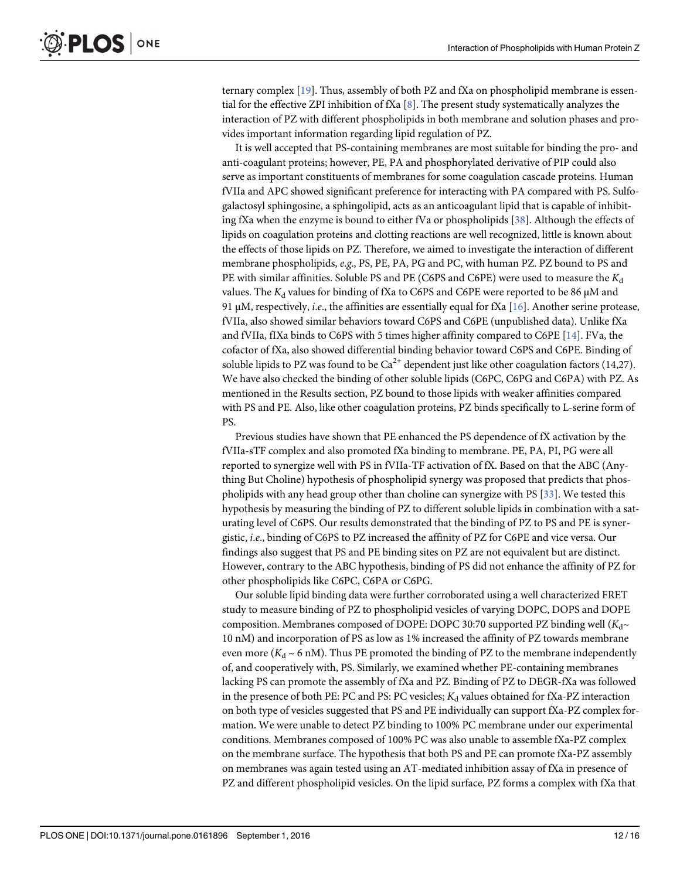ternary complex [19]. Thus, assembly of both PZ and fXa on phospholipid membrane is essential for the effective ZPI inhibition of fXa [8]. The present study systematically analyzes the interaction of PZ with different phospholipids in both membrane and solution phases and provides important information regarding lipid regulation of PZ.

It is well accepted that PS-containing membranes are most suitable for binding the pro- and anti-coagulant proteins; however, PE, PA and phosphorylated derivative of PIP could also serve as important constituents of membranes for some coagulation cascade proteins. Human fVIIa and APC showed significant preference for interacting with PA compared with PS. Sulfogalactosyl sphingosine, a sphingolipid, acts as an anticoagulant lipid that is capable of inhibiting fXa when the enzyme is bound to either fVa or phospholipids [38]. Although the effects of lipids on coagulation proteins and clotting reactions are well recognized, little is known about the effects of those lipids on PZ. Therefore, we aimed to investigate the interaction of different membrane phospholipids, *e.g.*, PS, PE, PA, PG and PC, with human PZ. PZ bound to PS and PE with similar affinities. Soluble PS and PE (C6PS and C6PE) were used to measure the $K_d$ values. The $K_d$ values for binding of fXa to C6PS and C6PE were reported to be 86 μM and 91 μM, respectively, *i.e.*, the affinities are essentially equal for fXa [16]. Another serine protease, fVIIa, also showed similar behaviors toward C6PS and C6PE (unpublished data). Unlike fXa and fVIIa, fIXa binds to C6PS with 5 times higher affinity compared to C6PE [14]. FVa, the cofactor of fXa, also showed differential binding behavior toward C6PS and C6PE. Binding of soluble lipids to PZ was found to be $Ca^{2+}$ dependent just like other coagulation factors (14,27). We have also checked the binding of other soluble lipids (C6PC, C6PG and C6PA) with PZ. As mentioned in the Results section, PZ bound to those lipids with weaker affinities compared with PS and PE. Also, like other coagulation proteins, PZ binds specifically to L-serine form of PS.

Previous studies have shown that PE enhanced the PS dependence of fX activation by the fVIIa-sTF complex and also promoted fXa binding to membrane. PE, PA, PI, PG were all reported to synergize well with PS in fVIIa-TF activation of fX. Based on that the ABC (Anything But Choline) hypothesis of phospholipid synergy was proposed that predicts that phospholipids with any head group other than choline can synergize with PS [33]. We tested this hypothesis by measuring the binding of PZ to different soluble lipids in combination with a saturating level of C6PS. Our results demonstrated that the binding of PZ to PS and PE is synergistic, *i.e.*, binding of C6PS to PZ increased the affinity of PZ for C6PE and vice versa. Our findings also suggest that PS and PE binding sites on PZ are not equivalent but are distinct. However, contrary to the ABC hypothesis, binding of PS did not enhance the affinity of PZ for other phospholipids like C6PC, C6PA or C6PG.

Our soluble lipid binding data were further corroborated using a well characterized FRET study to measure binding of PZ to phospholipid vesicles of varying DOPC, DOPS and DOPE composition. Membranes composed of DOPE: DOPC 30:70 supported PZ binding well ($K_d$~ 10 nM) and incorporation of PS as low as 1% increased the affinity of PZ towards membrane even more ($K_d$ ~ 6 nM). Thus PE promoted the binding of PZ to the membrane independently of, and cooperatively with, PS. Similarly, we examined whether PE-containing membranes lacking PS can promote the assembly of fXa and PZ. Binding of PZ to DEGR-fXa was followed in the presence of both PE: PC and PS: PC vesicles; $K_d$ values obtained for fXa-PZ interaction on both type of vesicles suggested that PS and PE individually can support fXa-PZ complex formation. We were unable to detect PZ binding to 100% PC membrane under our experimental conditions. Membranes composed of 100% PC was also unable to assemble fXa-PZ complex on the membrane surface. The hypothesis that both PS and PE can promote fXa-PZ assembly on membranes was again tested using an AT-mediated inhibition assay of fXa in presence of PZ and different phospholipid vesicles. On the lipid surface, PZ forms a complex with fXa that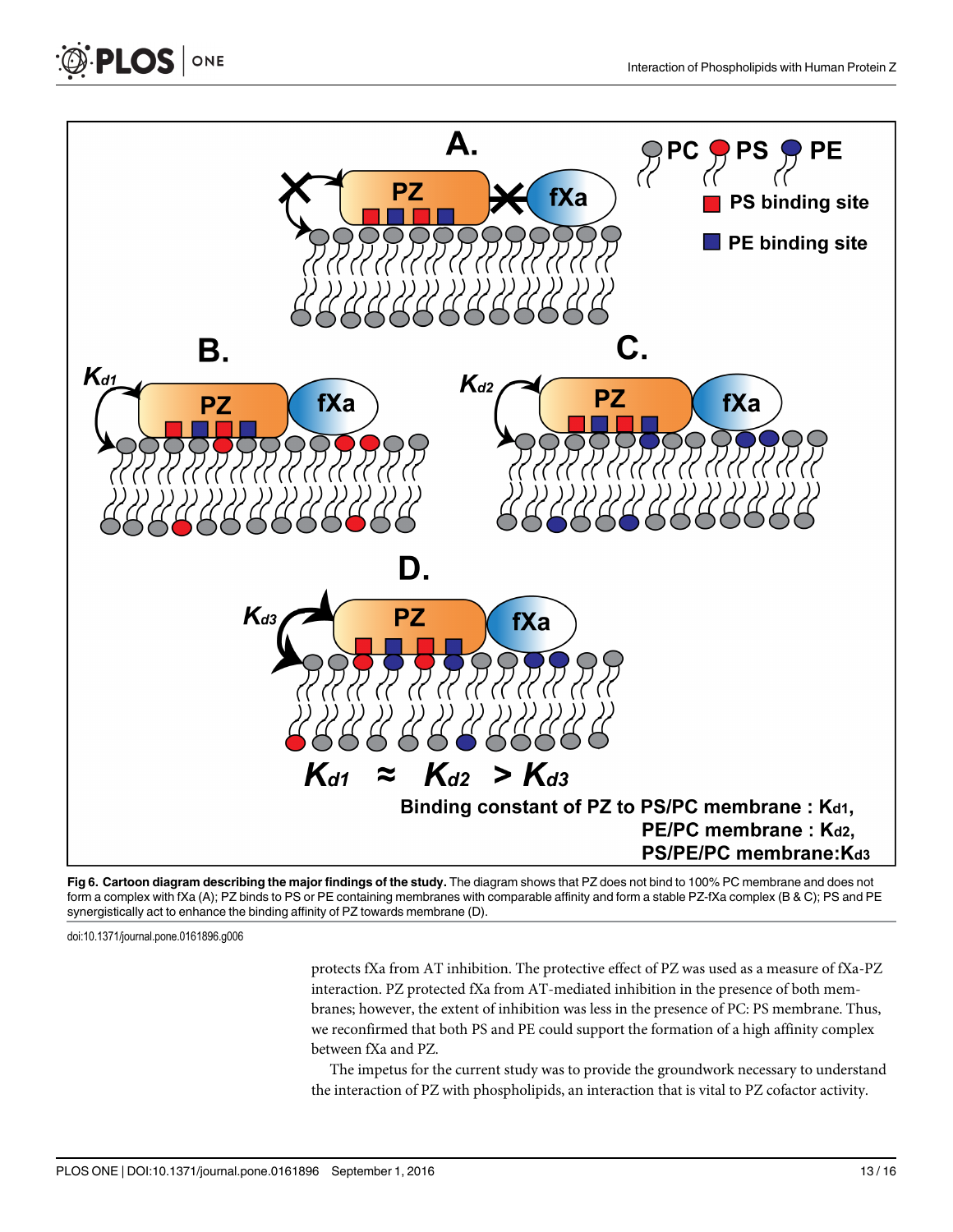**Fig 6. Cartoon diagram describing the major findings of the study.** The diagram shows that PZ does not bind to 100% PC membrane and does not form a complex with fXa (A); PZ binds to PS or PE containing membranes with comparable affinity and form a stable PZ-fXa complex (B & C); PS and PE synergistically act to enhance the binding affinity of PZ towards membrane (D).

doi:10.1371/journal.pone.0161896.g006

protects fXa from AT inhibition. The protective effect of PZ was used as a measure of fXa-PZ interaction. PZ protected fXa from AT-mediated inhibition in the presence of both membranes; however, the extent of inhibition was less in the presence of PC: PS membrane. Thus, we reconfirmed that both PS and PE could support the formation of a high affinity complex between fXa and PZ.

The impetus for the current study was to provide the groundwork necessary to understand the interaction of PZ with phospholipids, an interaction that is vital to PZ cofactor activity.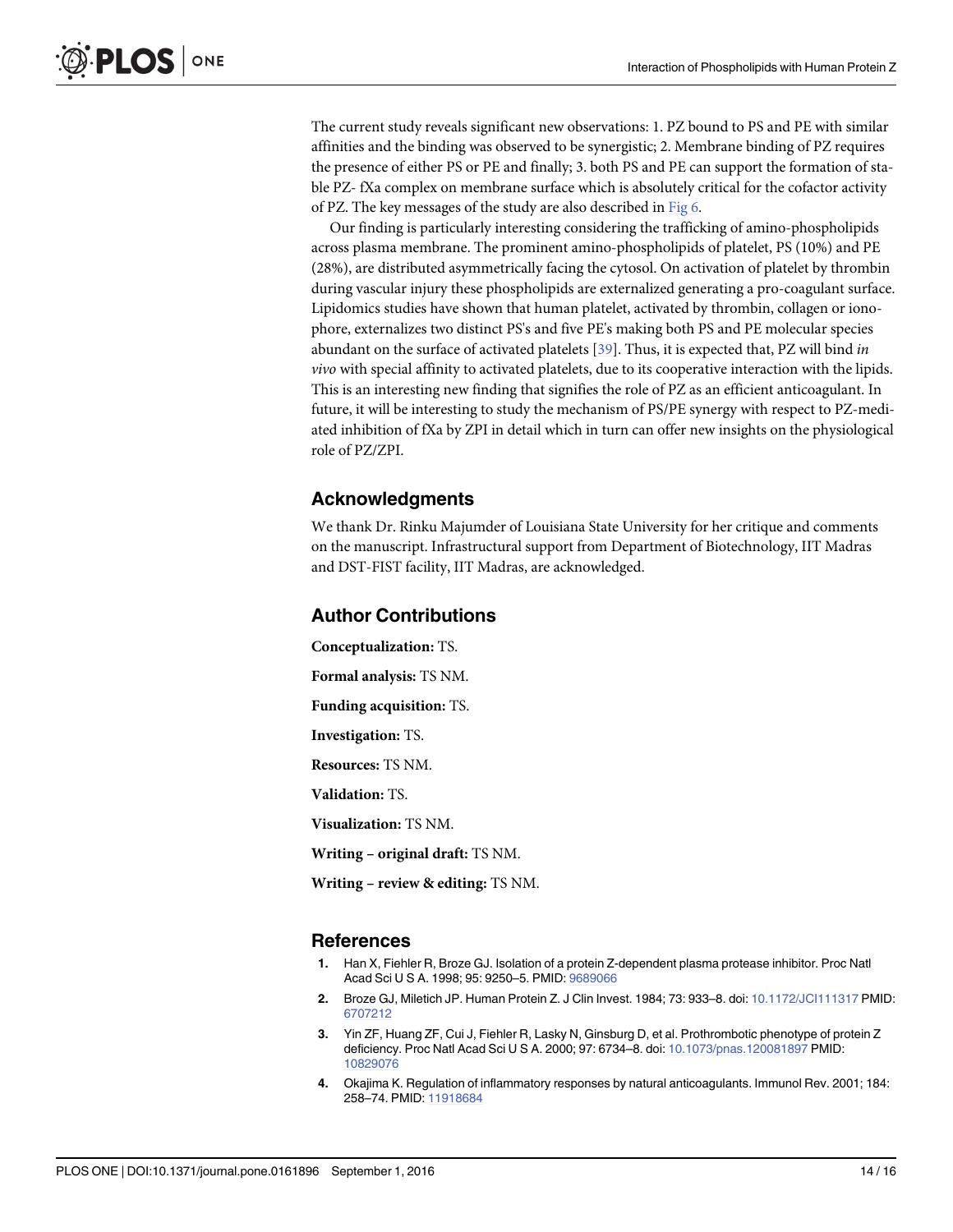The current study reveals significant new observations: 1. PZ bound to PS and PE with similar affinities and the binding was observed to be synergistic; 2. Membrane binding of PZ requires the presence of either PS or PE and finally; 3. both PS and PE can support the formation of stable PZ- fXa complex on membrane surface which is absolutely critical for the cofactor activity of PZ. The key messages of the study are also described in Fig 6.

Our finding is particularly interesting considering the trafficking of amino-phospholipids across plasma membrane. The prominent amino-phospholipids of platelet, PS (10%) and PE (28%), are distributed asymmetrically facing the cytosol. On activation of platelet by thrombin during vascular injury these phospholipids are externalized generating a pro-coagulant surface. Lipidomics studies have shown that human platelet, activated by thrombin, collagen or ionophore, externalizes two distinct PS's and five PE's making both PS and PE molecular species abundant on the surface of activated platelets [39]. Thus, it is expected that, PZ will bind *in vivo* with special affinity to activated platelets, due to its cooperative interaction with the lipids. This is an interesting new finding that signifies the role of PZ as an efficient anticoagulant. In future, it will be interesting to study the mechanism of PS/PE synergy with respect to PZ-mediated inhibition of fXa by ZPI in detail which in turn can offer new insights on the physiological role of PZ/ZPI.

## Acknowledgments

We thank Dr. Rinku Majumder of Louisiana State University for her critique and comments on the manuscript. Infrastructural support from Department of Biotechnology, IIT Madras and DST-FIST facility, IIT Madras, are acknowledged.

## Author Contributions

**Conceptualization:** TS.

**Formal analysis:** TS NM.

**Funding acquisition:** TS.

**Investigation:** TS.

**Resources:** TS NM.

**Validation:** TS.

**Visualization:** TS NM.

**Writing – original draft:** TS NM.

**Writing – review & editing:** TS NM.

## References

1. Han X, Fiehler R, Broze GJ. Isolation of a protein Z-dependent plasma protease inhibitor. Proc Natl Acad Sci U S A. 1998; 95: 9250–5. PMID: 9689066
2. Broze GJ, Miletich JP. Human Protein Z. J Clin Invest. 1984; 73: 933–8. doi: 10.1172/JCI111317 PMID: 6707212
3. Yin ZF, Huang ZF, Cui J, Fiehler R, Lasky N, Ginsburg D, et al. Prothrombotic phenotype of protein Z deficiency. Proc Natl Acad Sci U S A. 2000; 97: 6734–8. doi: 10.1073/pnas.120081897 PMID: 10829076
4. Okajima K. Regulation of inflammatory responses by natural anticoagulants. Immunol Rev. 2001; 184: 258–74. PMID: 11918684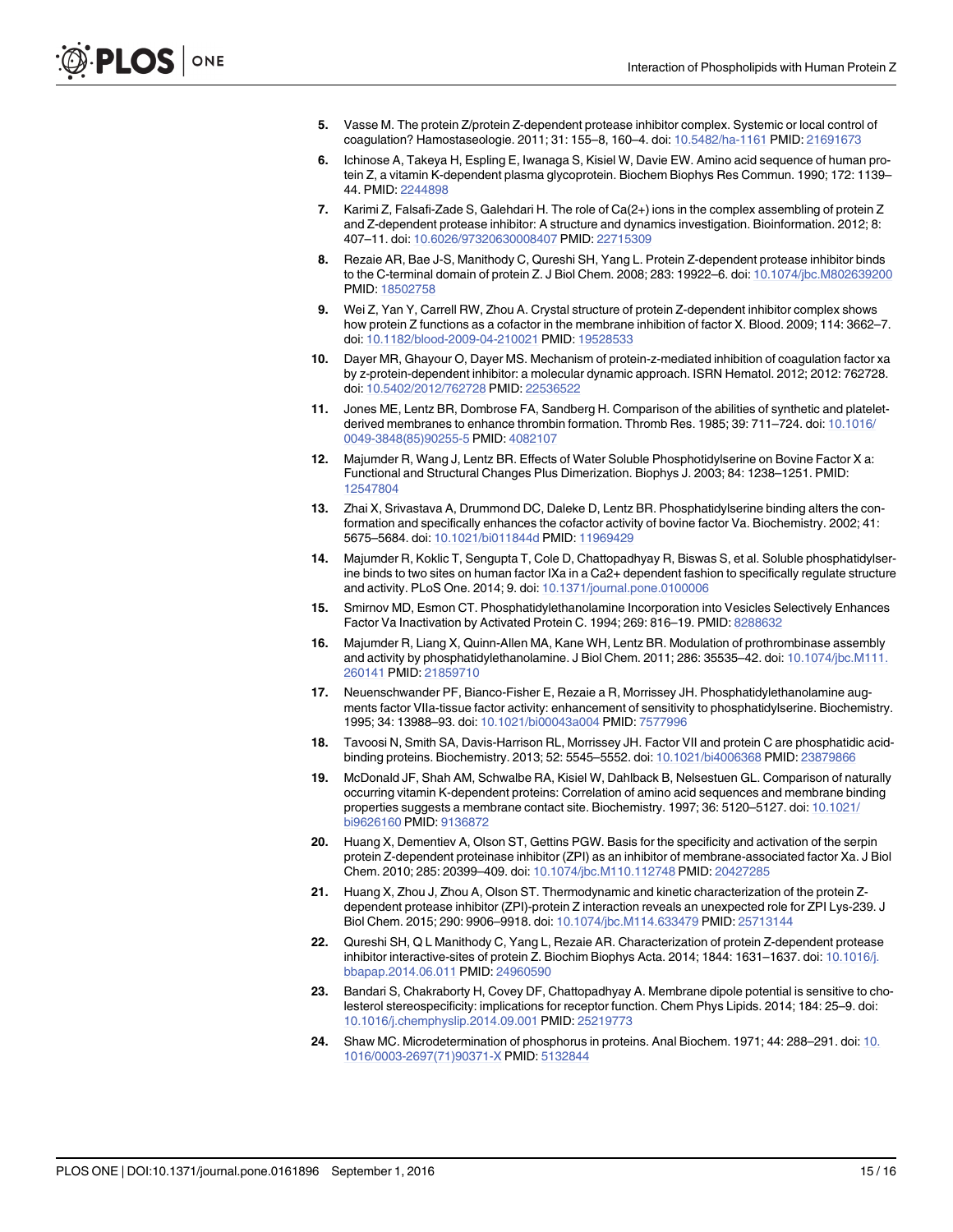5. Vasse M. The protein Z/protein Z-dependent protease inhibitor complex. Systemic or local control of coagulation? Hamostaseologie. 2011; 31: 155–8, 160–4. doi: 10.5482/ha-1161 PMID: 21691673

6. Ichinose A, Takeya H, Espling E, Iwanaga S, Kisiel W, Davie EW. Amino acid sequence of human protein Z, a vitamin K-dependent plasma glycoprotein. Biochem Biophys Res Commun. 1990; 172: 1139–44. PMID: 2244898

7. Karimi Z, Falsafi-Zade S, Galehdari H. The role of Ca(2+) ions in the complex assembling of protein Z and Z-dependent protease inhibitor: A structure and dynamics investigation. Bioinformation. 2012; 8: 407–11. doi: 10.6026/97320630008407 PMID: 22715309

8. Rezaie AR, Bae J-S, Manithody C, Qureshi SH, Yang L. Protein Z-dependent protease inhibitor binds to the C-terminal domain of protein Z. J Biol Chem. 2008; 283: 19922–6. doi: 10.1074/jbc.M802639200 PMID: 18502758

9. Wei Z, Yan Y, Carrell RW, Zhou A. Crystal structure of protein Z-dependent inhibitor complex shows how protein Z functions as a cofactor in the membrane inhibition of factor X. Blood. 2009; 114: 3662–7. doi: 10.1182/blood-2009-04-210021 PMID: 19528533

10. Dayer MR, Ghayour O, Dayer MS. Mechanism of protein-z-mediated inhibition of coagulation factor xa by z-protein-dependent inhibitor: a molecular dynamic approach. ISRN Hematol. 2012; 2012: 762728. doi: 10.5402/2012/762728 PMID: 22536522

11. Jones ME, Lentz BR, Dombrose FA, Sandberg H. Comparison of the abilities of synthetic and platelet-derived membranes to enhance thrombin formation. Thromb Res. 1985; 39: 711–724. doi: 10.1016/0049-3848(85)90255-5 PMID: 4082107

12. Majumder R, Wang J, Lentz BR. Effects of Water Soluble Phosphotidylserine on Bovine Factor X a: Functional and Structural Changes Plus Dimerization. Biophys J. 2003; 84: 1238–1251. PMID: 12547804

13. Zhai X, Srivastava A, Drummond DC, Daleke D, Lentz BR. Phosphatidylserine binding alters the conformation and specifically enhances the cofactor activity of bovine factor Va. Biochemistry. 2002; 41: 5675–5684. doi: 10.1021/bi011844d PMID: 11969429

14. Majumder R, Koklic T, Sengupta T, Cole D, Chattopadhyay R, Biswas S, et al. Soluble phosphatidylserine binds to two sites on human factor IXa in a Ca2+ dependent fashion to specifically regulate structure and activity. PLoS One. 2014; 9. doi: 10.1371/journal.pone.0100006

15. Smirnov MD, Esmon CT. Phosphatidylethanolamine Incorporation into Vesicles Selectively Enhances Factor Va Inactivation by Activated Protein C. 1994; 269: 816–19. PMID: 8288632

16. Majumder R, Liang X, Quinn-Allen MA, Kane WH, Lentz BR. Modulation of prothrombinase assembly and activity by phosphatidylethanolamine. J Biol Chem. 2011; 286: 35535–42. doi: 10.1074/jbc.M111.260141 PMID: 21859710

17. Neuenschwander PF, Bianco-Fisher E, Rezaie a R, Morrissey JH. Phosphatidylethanolamine augments factor VIIa-tissue factor activity: enhancement of sensitivity to phosphatidylserine. Biochemistry. 1995; 34: 13988–93. doi: 10.1021/bi00043a004 PMID: 7577996

18. Tavoosi N, Smith SA, Davis-Harrison RL, Morrissey JH. Factor VII and protein C are phosphatidic acid-binding proteins. Biochemistry. 2013; 52: 5545–5552. doi: 10.1021/bi4006368 PMID: 23879866

19. McDonald JF, Shah AM, Schwalbe RA, Kisiel W, Dahlback B, Nelsestuen GL. Comparison of naturally occurring vitamin K-dependent proteins: Correlation of amino acid sequences and membrane binding properties suggests a membrane contact site. Biochemistry. 1997; 36: 5120–5127. doi: 10.1021/bi9626160 PMID: 9136872

20. Huang X, Dementiev A, Olson ST, Gettins PGW. Basis for the specificity and activation of the serpin protein Z-dependent proteinase inhibitor (ZPI) as an inhibitor of membrane-associated factor Xa. J Biol Chem. 2010; 285: 20399–409. doi: 10.1074/jbc.M110.112748 PMID: 20427285

21. Huang X, Zhou J, Zhou A, Olson ST. Thermodynamic and kinetic characterization of the protein Z-dependent protease inhibitor (ZPI)-protein Z interaction reveals an unexpected role for ZPI Lys-239. J Biol Chem. 2015; 290: 9906–9918. doi: 10.1074/jbc.M114.633479 PMID: 25713144

22. Qureshi SH, Q L Manithody C, Yang L, Rezaie AR. Characterization of protein Z-dependent protease inhibitor interactive-sites of protein Z. Biochim Biophys Acta. 2014; 1844: 1631–1637. doi: 10.1016/j.bbapap.2014.06.011 PMID: 24960590

23. Bandari S, Chakraborty H, Covey DF, Chattopadhyay A. Membrane dipole potential is sensitive to cholesterol stereospecificity: implications for receptor function. Chem Phys Lipids. 2014; 184: 25–9. doi: 10.1016/j.chemphyslip.2014.09.001 PMID: 25219773

24. Shaw MC. Microdetermination of phosphorus in proteins. Anal Biochem. 1971; 44: 288–291. doi: 10.1016/0003-2697(71)90371-X PMID: 5132844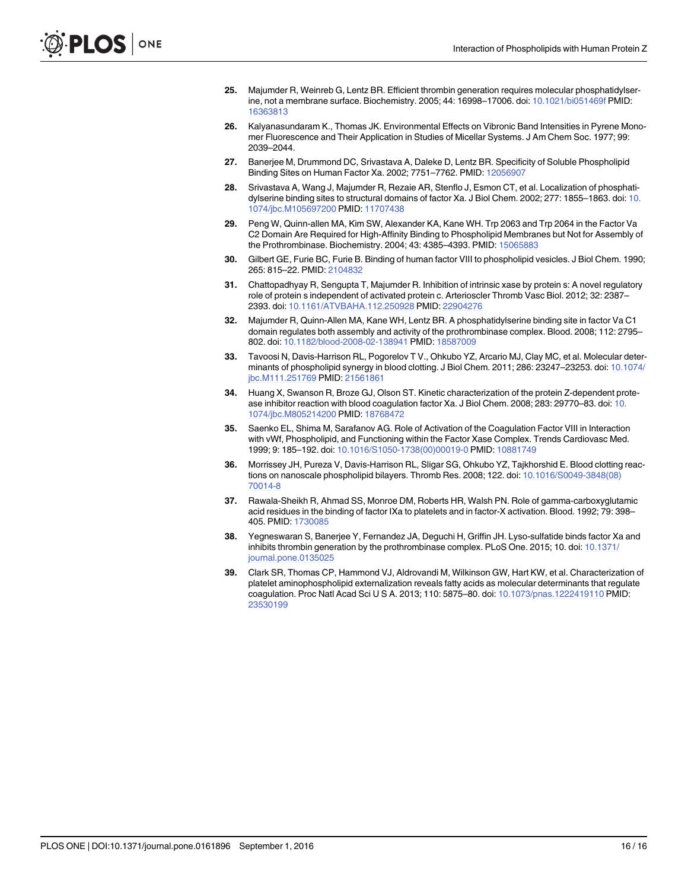25. Majumder R, Weinreb G, Lentz BR. Efficient thrombin generation requires molecular phosphatidylserine, not a membrane surface. Biochemistry. 2005; 44: 16998–17006. doi: 10.1021/bi051469f PMID: 16363813

26. Kalyanasundaram K., Thomas JK. Environmental Effects on Vibronic Band Intensities in Pyrene Monomer Fluorescence and Their Application in Studies of Micellar Systems. J Am Chem Soc. 1977; 99: 2039–2044.

27. Banerjee M, Drummond DC, Srivastava A, Daleke D, Lentz BR. Specificity of Soluble Phospholipid Binding Sites on Human Factor Xa. 2002; 7751–7762. PMID: 12056907

28. Srivastava A, Wang J, Majumder R, Rezaie AR, Stenflo J, Esmon CT, et al. Localization of phosphatidylserine binding sites to structural domains of factor Xa. J Biol Chem. 2002; 277: 1855–1863. doi: 10.1074/jbc.M105697200 PMID: 11707438

29. Peng W, Quinn-allen MA, Kim SW, Alexander KA, Kane WH. Trp 2063 and Trp 2064 in the Factor Va C2 Domain Are Required for High-Affinity Binding to Phospholipid Membranes but Not for Assembly of the Prothrombinase. Biochemistry. 2004; 43: 4385–4393. PMID: 15065883

30. Gilbert GE, Furie BC, Furie B. Binding of human factor VIII to phospholipid vesicles. J Biol Chem. 1990; 265: 815–22. PMID: 2104832

31. Chattopadhyay R, Sengupta T, Majumder R. Inhibition of intrinsic xase by protein s: A novel regulatory role of protein s independent of activated protein c. Arterioscler Thromb Vasc Biol. 2012; 32: 2387–2393. doi: 10.1161/ATVBAHA.112.250928 PMID: 22904276

32. Majumder R, Quinn-Allen MA, Kane WH, Lentz BR. A phosphatidylserine binding site in factor Va C1 domain regulates both assembly and activity of the prothrombinase complex. Blood. 2008; 112: 2795–802. doi: 10.1182/blood-2008-02-138941 PMID: 18587009

33. Tavoosi N, Davis-Harrison RL, Pogorelov T V., Ohkubo YZ, Arcario MJ, Clay MC, et al. Molecular determinants of phospholipid synergy in blood clotting. J Biol Chem. 2011; 286: 23247–23253. doi: 10.1074/jbc.M111.251769 PMID: 21561861

34. Huang X, Swanson R, Broze GJ, Olson ST. Kinetic characterization of the protein Z-dependent protease inhibitor reaction with blood coagulation factor Xa. J Biol Chem. 2008; 283: 29770–83. doi: 10.1074/jbc.M805214200 PMID: 18768472

35. Saenko EL, Shima M, Sarafanov AG. Role of Activation of the Coagulation Factor VIII in Interaction with vWf, Phospholipid, and Functioning within the Factor Xase Complex. Trends Cardiovasc Med. 1999; 9: 185–192. doi: 10.1016/S1050-1738(00)00019-0 PMID: 10881749

36. Morrissey JH, Pureza V, Davis-Harrison RL, Sligar SG, Ohkubo YZ, Tajkhorshid E. Blood clotting reactions on nanoscale phospholipid bilayers. Thromb Res. 2008; 122. doi: 10.1016/S0049-3848(08)70014-8

37. Rawala-Sheikh R, Ahmad SS, Monroe DM, Roberts HR, Walsh PN. Role of gamma-carboxyglutamic acid residues in the binding of factor IXa to platelets and in factor-X activation. Blood. 1992; 79: 398–405. PMID: 1730085

38. Yegneswaran S, Banerjee Y, Fernandez JA, Deguchi H, Griffin JH. Lyso-sulfatide binds factor Xa and inhibits thrombin generation by the prothrombinase complex. PLoS One. 2015; 10. doi: 10.1371/journal.pone.0135025

39. Clark SR, Thomas CP, Hammond VJ, Aldrovandi M, Wilkinson GW, Hart KW, et al. Characterization of platelet aminophospholipid externalization reveals fatty acids as molecular determinants that regulate coagulation. Proc Natl Acad Sci U S A. 2013; 110: 5875–80. doi: 10.1073/pnas.1222419110 PMID: 23530199